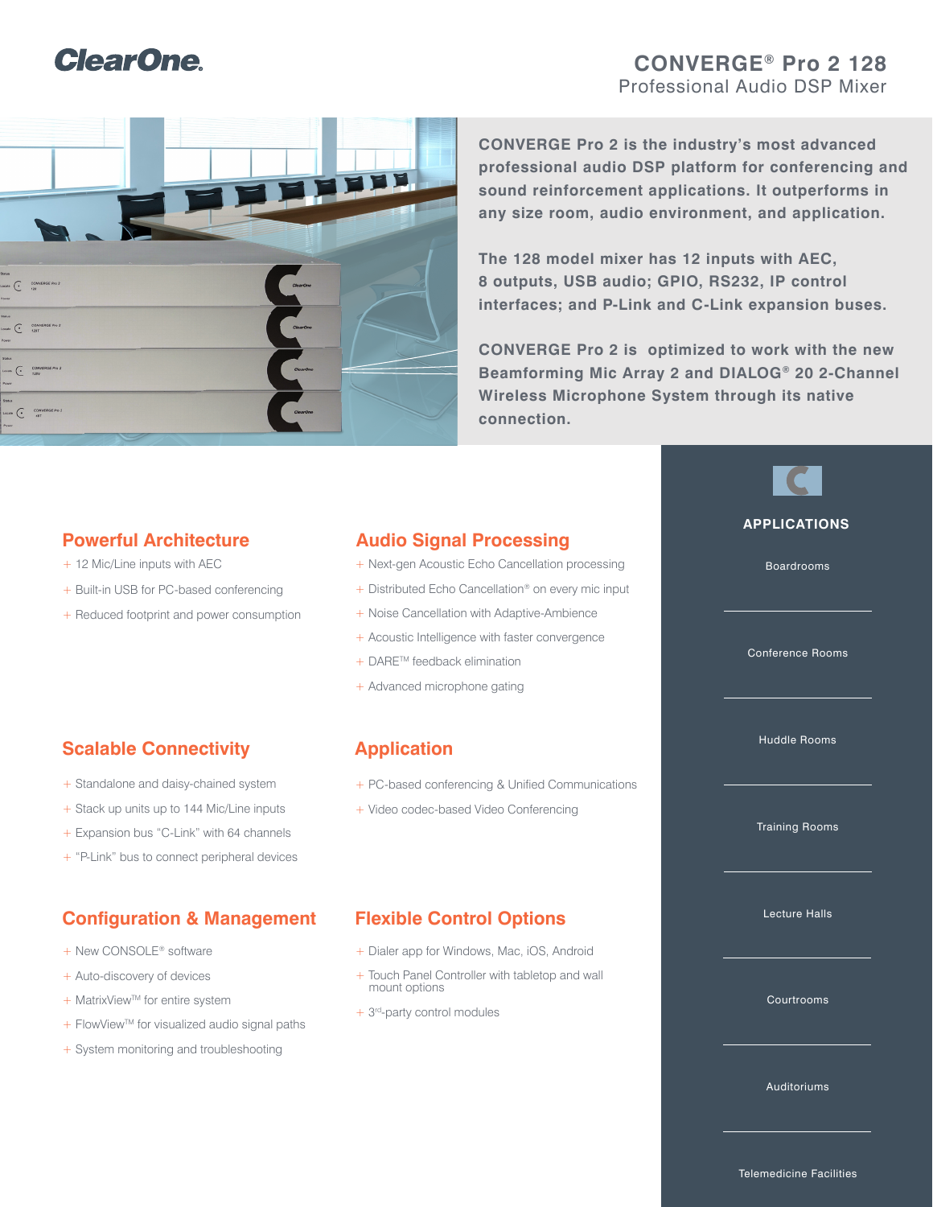ClearOne.

# CONVERGE® Pro 2 128

Professional Audio DSP Mixer

**CONVERGE Pro 2 is the industry's most advanced professional audio DSP platform for conferencing and sound reinforcement applications. It outperforms in any size room, audio environment, and application.**

**The 128 model mixer has 12 inputs with AEC, 8 outputs, USB audio; GPIO, RS232, IP control interfaces; and P-Link and C-Link expansion buses.**

**CONVERGE Pro 2 is optimized to work with the new Beamforming Mic Array 2 and DIALOG® 20 2-Channel Wireless Microphone System through its native connection.**

## Powerful Architecture

+ 12 Mic/Line inputs with AEC
+ Built-in USB for PC-based conferencing
+ Reduced footprint and power consumption

## Audio Signal Processing

+ Next-gen Acoustic Echo Cancellation processing
+ Distributed Echo Cancellation® on every mic input
+ Noise Cancellation with Adaptive-Ambience
+ Acoustic Intelligence with faster convergence
+ DARE™ feedback elimination
+ Advanced microphone gating

## Scalable Connectivity

+ Standalone and daisy-chained system
+ Stack up units up to 144 Mic/Line inputs
+ Expansion bus "C-Link" with 64 channels
+ "P-Link" bus to connect peripheral devices

## Application

+ PC-based conferencing & Unified Communications
+ Video codec-based Video Conferencing

## Configuration & Management

+ New CONSOLE® software
+ Auto-discovery of devices
+ MatrixView™ for entire system
+ FlowView™ for visualized audio signal paths
+ System monitoring and troubleshooting

## Flexible Control Options

+ Dialer app for Windows, Mac, iOS, Android
+ Touch Panel Controller with tabletop and wall mount options
+ 3rd-party control modules

## APPLICATIONS

- Boardrooms
- Conference Rooms
- Huddle Rooms
- Training Rooms
- Lecture Halls
- Courtrooms
- Auditoriums
- Telemedicine Facilities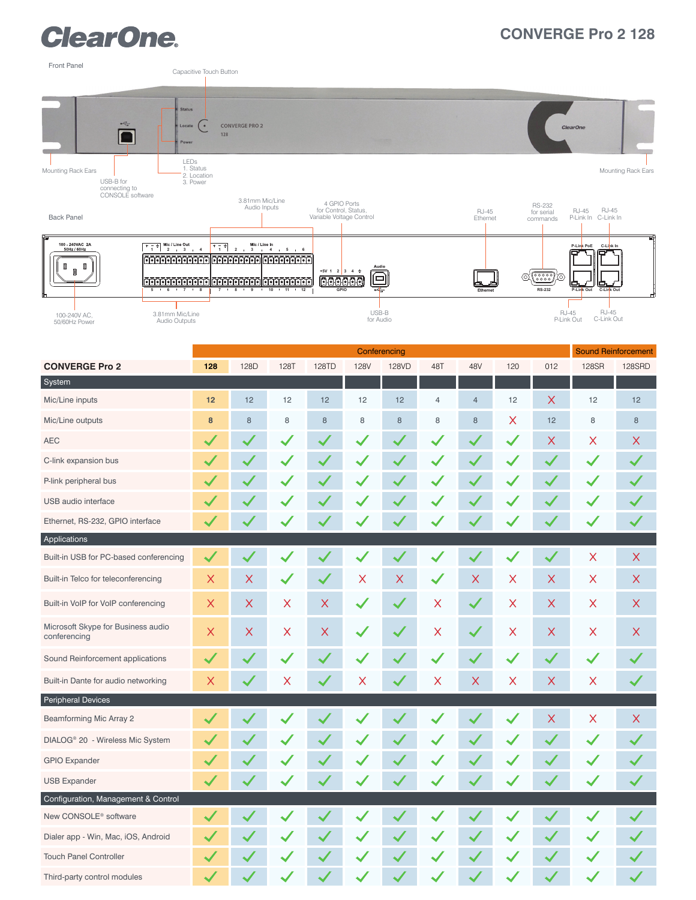# ClearOne

## CONVERGE Pro 2 128

### Front Panel

- Capacitive Touch Button
- Mounting Rack Ears
- USB-B for connecting to CONSOLE software
- LEDs
  1. Status
  2. Location
  3. Power
- Mounting Rack Ears

### Back Panel

- 3.81mm Mic/Line Audio Inputs
- 4 GPIO Ports for Control, Status, Variable Voltage Control
- RJ-45 Ethernet
- RS-232 for serial commands
- RJ-45 P-Link In
- RJ-45 C-Link In
- 100-240V AC, 50/60Hz Power
- 3.81mm Mic/Line Audio Outputs
- USB-B for Audio
- RJ-45 P-Link Out
- RJ-45 C-Link Out

| | Conferencing | | | | | | | | | | Sound Reinforcement | |
|---|---|---|---|---|---|---|---|---|---|---|---|---|
| **CONVERGE Pro 2** | **128** | 128D | 128T | 128TD | 128V | 128VD | 48T | 48V | 120 | 012 | 128SR | 128SRD |
| **System** | | | | | | | | | | | | |
| Mic/Line inputs | **12** | 12 | 12 | 12 | 12 | 12 | 4 | 4 | 12 | ✗ | 12 | 12 |
| Mic/Line outputs | **8** | 8 | 8 | 8 | 8 | 8 | 8 | 8 | ✗ | 12 | 8 | 8 |
| AEC | ✓ | ✓ | ✓ | ✓ | ✓ | ✓ | ✓ | ✓ | ✓ | ✗ | ✗ | ✗ |
| C-link expansion bus | ✓ | ✓ | ✓ | ✓ | ✓ | ✓ | ✓ | ✓ | ✓ | ✓ | ✓ | ✓ |
| P-link peripheral bus | ✓ | ✓ | ✓ | ✓ | ✓ | ✓ | ✓ | ✓ | ✓ | ✓ | ✓ | ✓ |
| USB audio interface | ✓ | ✓ | ✓ | ✓ | ✓ | ✓ | ✓ | ✓ | ✓ | ✓ | ✓ | ✓ |
| Ethernet, RS-232, GPIO interface | ✓ | ✓ | ✓ | ✓ | ✓ | ✓ | ✓ | ✓ | ✓ | ✓ | ✓ | ✓ |
| **Applications** | | | | | | | | | | | | |
| Built-in USB for PC-based conferencing | ✓ | ✓ | ✓ | ✓ | ✓ | ✓ | ✓ | ✓ | ✓ | ✓ | ✗ | ✗ |
| Built-in Telco for teleconferencing | ✗ | ✗ | ✓ | ✓ | ✗ | ✗ | ✓ | ✗ | ✗ | ✗ | ✗ | ✗ |
| Built-in VoIP for VoIP conferencing | ✗ | ✗ | ✗ | ✗ | ✓ | ✓ | ✗ | ✓ | ✗ | ✗ | ✗ | ✗ |
| Microsoft Skype for Business audio conferencing | ✗ | ✗ | ✗ | ✗ | ✓ | ✓ | ✗ | ✓ | ✗ | ✗ | ✗ | ✗ |
| Sound Reinforcement applications | ✓ | ✓ | ✓ | ✓ | ✓ | ✓ | ✓ | ✓ | ✓ | ✓ | ✓ | ✓ |
| Built-in Dante for audio networking | ✗ | ✓ | ✗ | ✓ | ✗ | ✓ | ✗ | ✗ | ✗ | ✗ | ✗ | ✓ |
| **Peripheral Devices** | | | | | | | | | | | | |
| Beamforming Mic Array 2 | ✓ | ✓ | ✓ | ✓ | ✓ | ✓ | ✓ | ✓ | ✓ | ✗ | ✗ | ✗ |
| DIALOG® 20 - Wireless Mic System | ✓ | ✓ | ✓ | ✓ | ✓ | ✓ | ✓ | ✓ | ✓ | ✓ | ✓ | ✓ |
| GPIO Expander | ✓ | ✓ | ✓ | ✓ | ✓ | ✓ | ✓ | ✓ | ✓ | ✓ | ✓ | ✓ |
| USB Expander | ✓ | ✓ | ✓ | ✓ | ✓ | ✓ | ✓ | ✓ | ✓ | ✓ | ✓ | ✓ |
| **Configuration, Management & Control** | | | | | | | | | | | | |
| New CONSOLE® software | ✓ | ✓ | ✓ | ✓ | ✓ | ✓ | ✓ | ✓ | ✓ | ✓ | ✓ | ✓ |
| Dialer app - Win, Mac, iOS, Android | ✓ | ✓ | ✓ | ✓ | ✓ | ✓ | ✓ | ✓ | ✓ | ✓ | ✓ | ✓ |
| Touch Panel Controller | ✓ | ✓ | ✓ | ✓ | ✓ | ✓ | ✓ | ✓ | ✓ | ✓ | ✓ | ✓ |
| Third-party control modules | ✓ | ✓ | ✓ | ✓ | ✓ | ✓ | ✓ | ✓ | ✓ | ✓ | ✓ | ✓ |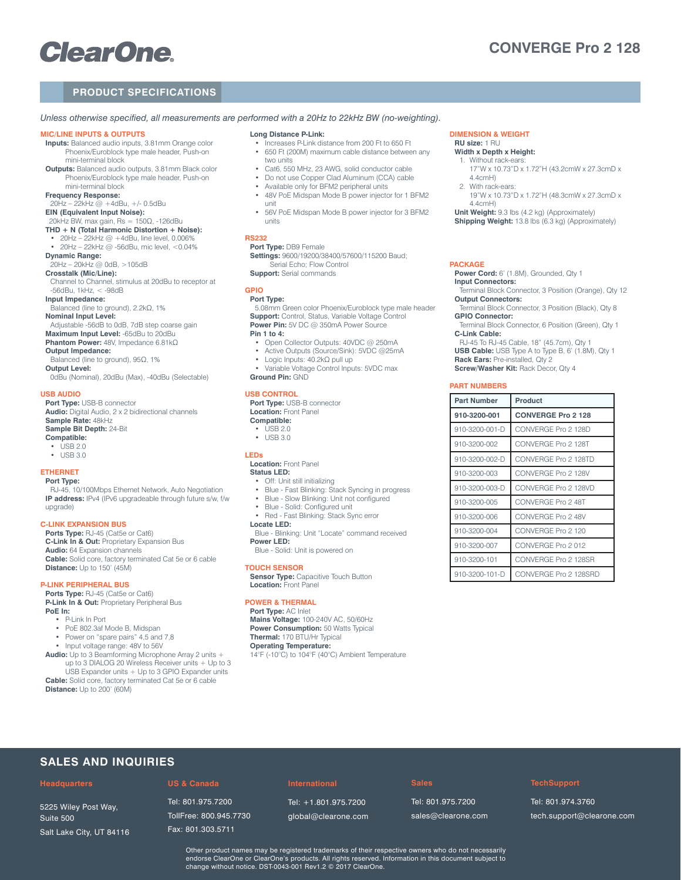# ClearOne

## CONVERGE Pro 2 128

## PRODUCT SPECIFICATIONS

*Unless otherwise specified, all measurements are performed with a 20Hz to 22kHz BW (no-weighting).*

### MIC/LINE INPUTS & OUTPUTS

**Inputs:** Balanced audio inputs, 3.81mm Orange color Phoenix/Euroblock type male header, Push-on mini-terminal block

**Outputs:** Balanced audio outputs, 3.81mm Black color Phoenix/Euroblock type male header, Push-on mini-terminal block

**Frequency Response:**
20Hz – 22kHz @ +4dBu, +/- 0.5dBu

**EIN (Equivalent Input Noise):**
20kHz BW, max gain, Rs = 150Ω, -126dBu

**THD + N (Total Harmonic Distortion + Noise):**

- 20Hz – 22kHz @ +4dBu, line level, 0.006%
- 20Hz – 22kHz @ -56dBu, mic level, <0.04%

**Dynamic Range:**
20Hz – 20kHz @ 0dB, >105dB

**Crosstalk (Mic/Line):**
Channel to Channel, stimulus at 20dBu to receptor at -56dBu, 1kHz, < -98dB

**Input Impedance:**
Balanced (line to ground), 2.2kΩ, 1%

**Nominal Input Level:**
Adjustable -56dB to 0dB, 7dB step coarse gain

**Maximum Input Level:** -65dBu to 20dBu

**Phantom Power:** 48V, Impedance 6.81kΩ

**Output Impedance:**
Balanced (line to ground), 95Ω, 1%

**Output Level:**
0dBu (Nominal), 20dBu (Max), -40dBu (Selectable)

### USB AUDIO

**Port Type:** USB-B connector

**Audio:** Digital Audio, 2 x 2 bidirectional channels

**Sample Rate:** 48kHz

**Sample Bit Depth:** 24-Bit

**Compatible:**

- USB 2.0
- USB 3.0

### ETHERNET

**Port Type:**
RJ-45, 10/100Mbps Ethernet Network, Auto Negotiation

**IP address:** IPv4 (IPv6 upgradeable through future s/w, f/w upgrade)

### C-LINK EXPANSION BUS

**Ports Type:** RJ-45 (Cat5e or Cat6)

**C-Link In & Out:** Proprietary Expansion Bus

**Audio:** 64 Expansion channels

**Cable:** Solid core, factory terminated Cat 5e or 6 cable

**Distance:** Up to 150' (45M)

### P-LINK PERIPHERAL BUS

**Ports Type:** RJ-45 (Cat5e or Cat6)

**P-Link In & Out:** Proprietary Peripheral Bus

**PoE In:**

- P-Link In Port
- PoE 802.3af Mode B, Midspan
- Power on "spare pairs" 4,5 and 7,8
- Input voltage range: 48V to 56V

**Audio:** Up to 3 Beamforming Microphone Array 2 units + up to 3 DIALOG 20 Wireless Receiver units + Up to 3 USB Expander units + Up to 3 GPIO Expander units

**Cable:** Solid core, factory terminated Cat 5e or 6 cable

**Distance:** Up to 200' (60M)

**Long Distance P-Link:**

- Increases P-Link distance from 200 Ft to 650 Ft
- 650 Ft (200M) maximum cable distance between any two units
- Cat6, 550 MHz, 23 AWG, solid conductor cable
- Do not use Copper Clad Aluminum (CCA) cable
- Available only for BFM2 peripheral units
- 48V PoE Midspan Mode B power injector for 1 BFM2 unit
- 56V PoE Midspan Mode B power injector for 3 BFM2 units

### RS232

**Port Type:** DB9 Female

**Settings:** 9600/19200/38400/57600/115200 Baud; Serial Echo; Flow Control

**Support:** Serial commands

### GPIO

**Port Type:**
5.08mm Green color Phoenix/Euroblock type male header

**Support:** Control, Status, Variable Voltage Control

**Power Pin:** 5V DC @ 350mA Power Source

**Pin 1 to 4:**

- Open Collector Outputs: 40VDC @ 250mA
- Active Outputs (Source/Sink): 5VDC @25mA
- Logic Inputs: 40.2kΩ pull up
- Variable Voltage Control Inputs: 5VDC max

**Ground Pin:** GND

### USB CONTROL

**Port Type:** USB-B connector

**Location:** Front Panel

**Compatible:**

- USB 2.0
- USB 3.0

### LEDs

**Location:** Front Panel

**Status LED:**

- Off: Unit still initializing
- Blue - Fast Blinking: Stack Syncing in progress
- Blue - Slow Blinking: Unit not configured
- Blue - Solid: Configured unit
- Red - Fast Blinking: Stack Sync error

**Locate LED:**
Blue - Blinking: Unit "Locate" command received

**Power LED:**
Blue - Solid: Unit is powered on

### TOUCH SENSOR

**Sensor Type:** Capacitive Touch Button

**Location:** Front Panel

### POWER & THERMAL

**Port Type:** AC Inlet

**Mains Voltage:** 100-240V AC, 50/60Hz

**Power Consumption:** 50 Watts Typical

**Thermal:** 170 BTU/Hr Typical

**Operating Temperature:**
14°F (-10°C) to 104°F (40°C) Ambient Temperature

### DIMENSION & WEIGHT

**RU size:** 1 RU

**Width x Depth x Height:**

1. Without rack-ears:
   17"W x 10.73"D x 1.72"H (43.2cmW x 27.3cmD x 4.4cmH)
2. With rack-ears:
   19"W x 10.73"D x 1.72"H (48.3cmW x 27.3cmD x 4.4cmH)

**Unit Weight:** 9.3 lbs (4.2 kg) (Approximately)

**Shipping Weight:** 13.8 lbs (6.3 kg) (Approximately)

### PACKAGE

**Power Cord:** 6' (1.8M), Grounded, Qty 1

**Input Connectors:**
Terminal Block Connector, 3 Position (Orange), Qty 12

**Output Connectors:**
Terminal Block Connector, 3 Position (Black), Qty 8

**GPIO Connector:**
Terminal Block Connector, 6 Position (Green), Qty 1

**C-Link Cable:**
RJ-45 To RJ-45 Cable, 18" (45.7cm), Qty 1

**USB Cable:** USB Type A to Type B, 6' (1.8M), Qty 1

**Rack Ears:** Pre-installed, Qty 2

**Screw/Washer Kit:** Rack Decor, Qty 4

### PART NUMBERS

| Part Number | Product |
|---|---|
| **910-3200-001** | **CONVERGE Pro 2 128** |
| 910-3200-001-D | CONVERGE Pro 2 128D |
| 910-3200-002 | CONVERGE Pro 2 128T |
| 910-3200-002-D | CONVERGE Pro 2 128TD |
| 910-3200-003 | CONVERGE Pro 2 128V |
| 910-3200-003-D | CONVERGE Pro 2 128VD |
| 910-3200-005 | CONVERGE Pro 2 48T |
| 910-3200-006 | CONVERGE Pro 2 48V |
| 910-3200-004 | CONVERGE Pro 2 120 |
| 910-3200-007 | CONVERGE Pro 2 012 |
| 910-3200-101 | CONVERGE Pro 2 128SR |
| 910-3200-101-D | CONVERGE Pro 2 128SRD |

## SALES AND INQUIRIES

**Headquarters**
5225 Wiley Post Way,
Suite 500
Salt Lake City, UT 84116

**US & Canada**
Tel: 801.975.7200
TollFree: 800.945.7730
Fax: 801.303.5711

**International**
Tel: +1.801.975.7200
global@clearone.com

**Sales**
Tel: 801.975.7200
sales@clearone.com

**TechSupport**
Tel: 801.974.3760
tech.support@clearone.com

Other product names may be registered trademarks of their respective owners who do not necessarily endorse ClearOne or ClearOne's products. All rights reserved. Information in this document subject to change without notice. DST-0043-001 Rev1.2 © 2017 ClearOne.